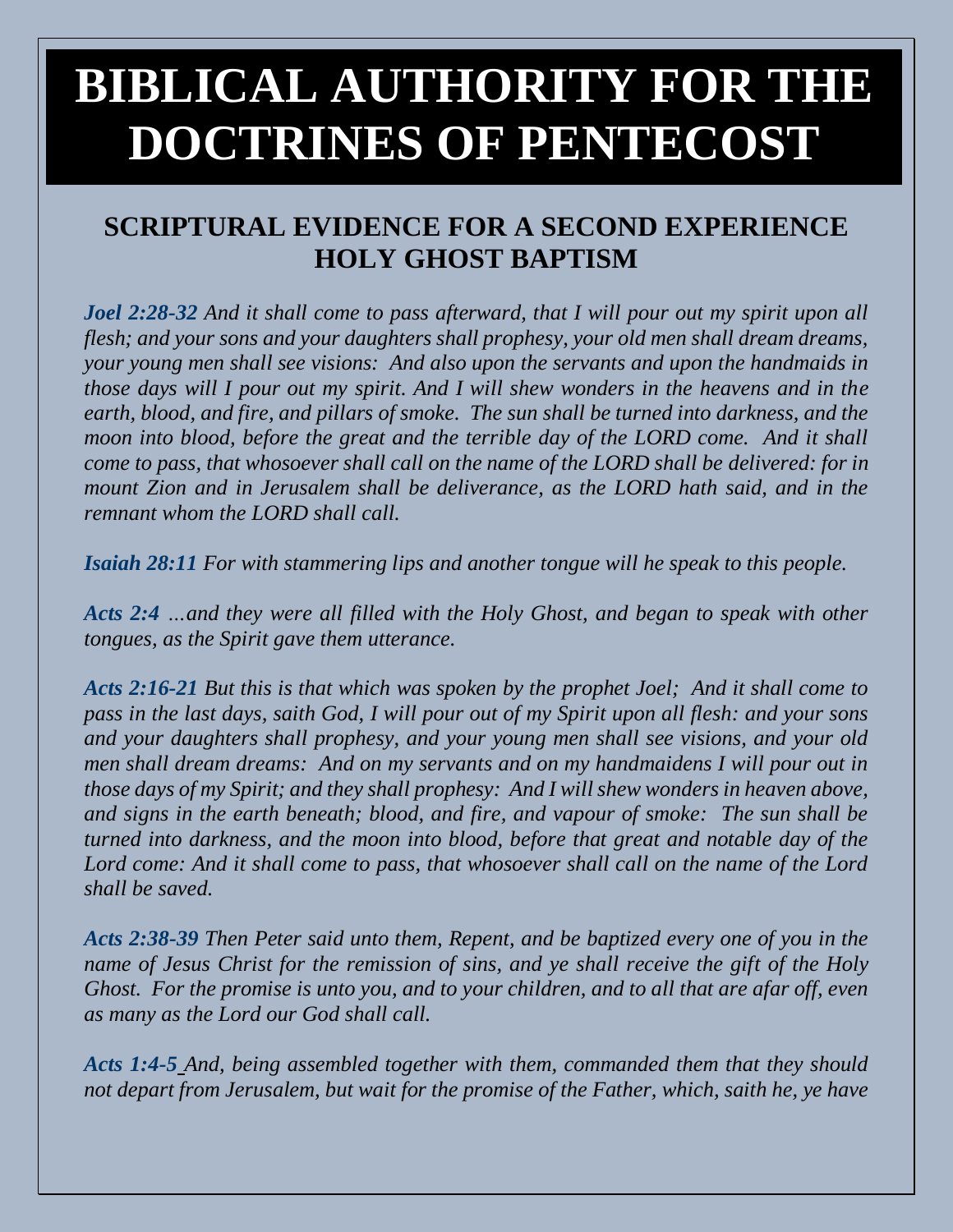# BIBLICAL AUTHORITY FOR THE DOCTRINES OF PENTECOST

## SCRIPTURAL EVIDENCE FOR A SECOND EXPERIENCE HOLY GHOST BAPTISM

***Joel 2:28-32*** *And it shall come to pass afterward, that I will pour out my spirit upon all flesh; and your sons and your daughters shall prophesy, your old men shall dream dreams, your young men shall see visions: And also upon the servants and upon the handmaids in those days will I pour out my spirit. And I will shew wonders in the heavens and in the earth, blood, and fire, and pillars of smoke. The sun shall be turned into darkness, and the moon into blood, before the great and the terrible day of the LORD come. And it shall come to pass, that whosoever shall call on the name of the LORD shall be delivered: for in mount Zion and in Jerusalem shall be deliverance, as the LORD hath said, and in the remnant whom the LORD shall call.*

***Isaiah 28:11*** *For with stammering lips and another tongue will he speak to this people.*

***Acts 2:4*** *…and they were all filled with the Holy Ghost, and began to speak with other tongues, as the Spirit gave them utterance.*

***Acts 2:16-21*** *But this is that which was spoken by the prophet Joel; And it shall come to pass in the last days, saith God, I will pour out of my Spirit upon all flesh: and your sons and your daughters shall prophesy, and your young men shall see visions, and your old men shall dream dreams: And on my servants and on my handmaidens I will pour out in those days of my Spirit; and they shall prophesy: And I will shew wonders in heaven above, and signs in the earth beneath; blood, and fire, and vapour of smoke: The sun shall be turned into darkness, and the moon into blood, before that great and notable day of the Lord come: And it shall come to pass, that whosoever shall call on the name of the Lord shall be saved.*

***Acts 2:38-39*** *Then Peter said unto them, Repent, and be baptized every one of you in the name of Jesus Christ for the remission of sins, and ye shall receive the gift of the Holy Ghost. For the promise is unto you, and to your children, and to all that are afar off, even as many as the Lord our God shall call.*

***Acts 1:4-5*** *And, being assembled together with them, commanded them that they should not depart from Jerusalem, but wait for the promise of the Father, which, saith he, ye have*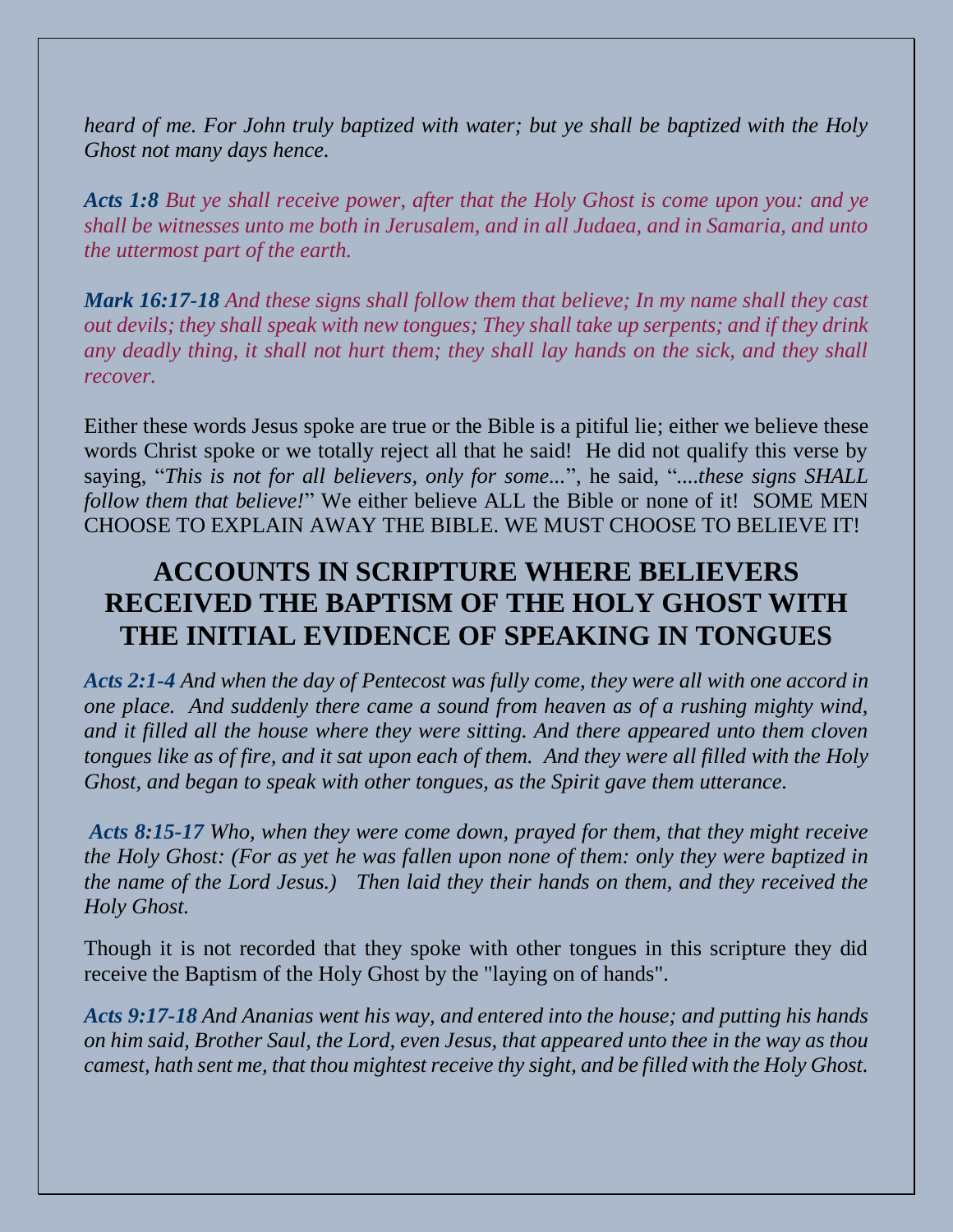*heard of me. For John truly baptized with water; but ye shall be baptized with the Holy Ghost not many days hence.*

***Acts 1:8*** *But ye shall receive power, after that the Holy Ghost is come upon you: and ye shall be witnesses unto me both in Jerusalem, and in all Judaea, and in Samaria, and unto the uttermost part of the earth.*

***Mark 16:17-18*** *And these signs shall follow them that believe; In my name shall they cast out devils; they shall speak with new tongues; They shall take up serpents; and if they drink any deadly thing, it shall not hurt them; they shall lay hands on the sick, and they shall recover.*

Either these words Jesus spoke are true or the Bible is a pitiful lie; either we believe these words Christ spoke or we totally reject all that he said! He did not qualify this verse by saying, "*This is not for all believers, only for some...*", he said, "*....these signs SHALL follow them that believe!*" We either believe ALL the Bible or none of it! SOME MEN CHOOSE TO EXPLAIN AWAY THE BIBLE. WE MUST CHOOSE TO BELIEVE IT!

## ACCOUNTS IN SCRIPTURE WHERE BELIEVERS RECEIVED THE BAPTISM OF THE HOLY GHOST WITH THE INITIAL EVIDENCE OF SPEAKING IN TONGUES

***Acts 2:1-4*** *And when the day of Pentecost was fully come, they were all with one accord in one place. And suddenly there came a sound from heaven as of a rushing mighty wind, and it filled all the house where they were sitting. And there appeared unto them cloven tongues like as of fire, and it sat upon each of them. And they were all filled with the Holy Ghost, and began to speak with other tongues, as the Spirit gave them utterance.*

***Acts 8:15-17*** *Who, when they were come down, prayed for them, that they might receive the Holy Ghost: (For as yet he was fallen upon none of them: only they were baptized in the name of the Lord Jesus.) Then laid they their hands on them, and they received the Holy Ghost.*

Though it is not recorded that they spoke with other tongues in this scripture they did receive the Baptism of the Holy Ghost by the "laying on of hands".

***Acts 9:17-18*** *And Ananias went his way, and entered into the house; and putting his hands on him said, Brother Saul, the Lord, even Jesus, that appeared unto thee in the way as thou camest, hath sent me, that thou mightest receive thy sight, and be filled with the Holy Ghost.*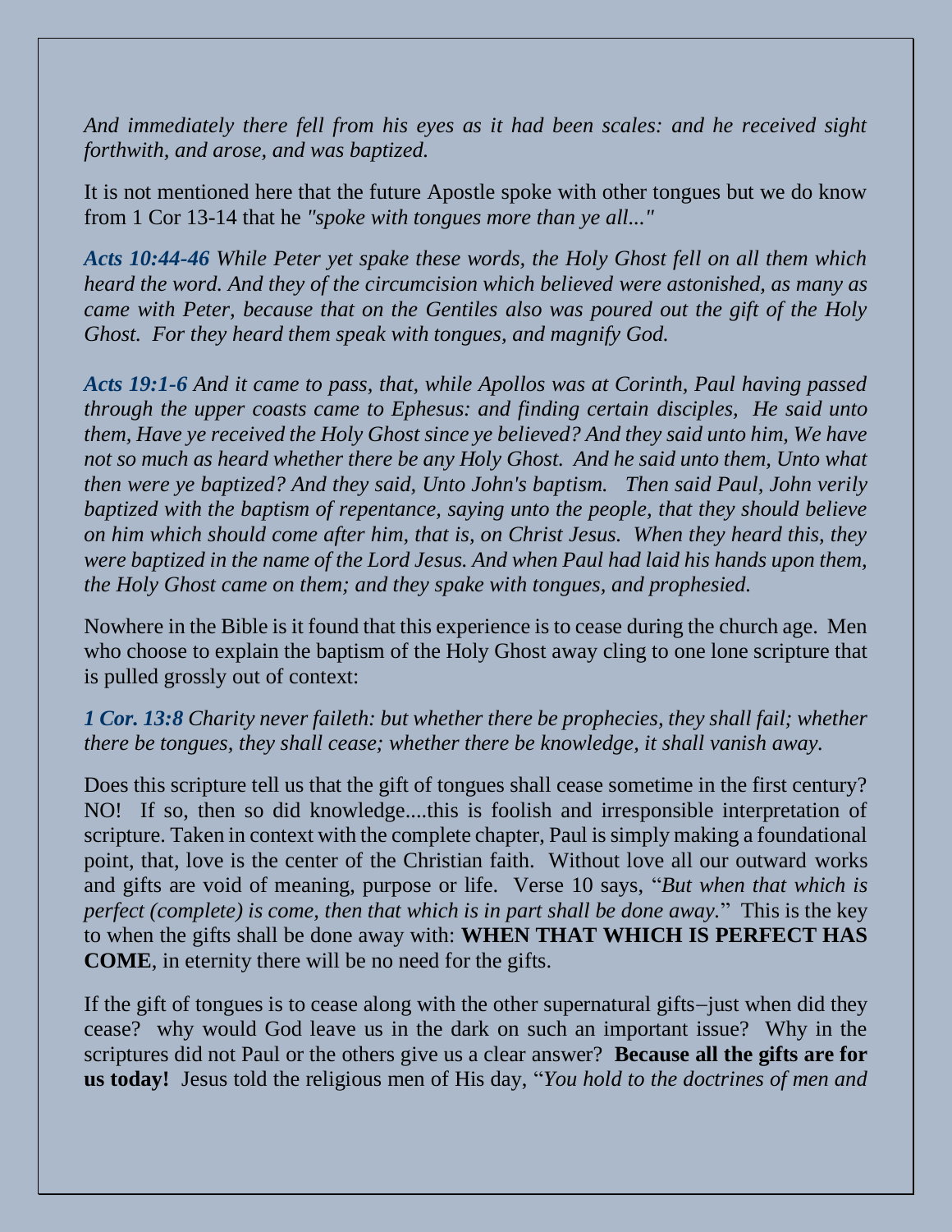*And immediately there fell from his eyes as it had been scales: and he received sight forthwith, and arose, and was baptized.*

It is not mentioned here that the future Apostle spoke with other tongues but we do know from 1 Cor 13-14 that he *"spoke with tongues more than ye all..."*

***Acts 10:44-46*** *While Peter yet spake these words, the Holy Ghost fell on all them which heard the word. And they of the circumcision which believed were astonished, as many as came with Peter, because that on the Gentiles also was poured out the gift of the Holy Ghost. For they heard them speak with tongues, and magnify God.*

***Acts 19:1-6*** *And it came to pass, that, while Apollos was at Corinth, Paul having passed through the upper coasts came to Ephesus: and finding certain disciples, He said unto them, Have ye received the Holy Ghost since ye believed? And they said unto him, We have not so much as heard whether there be any Holy Ghost. And he said unto them, Unto what then were ye baptized? And they said, Unto John's baptism. Then said Paul, John verily baptized with the baptism of repentance, saying unto the people, that they should believe on him which should come after him, that is, on Christ Jesus. When they heard this, they were baptized in the name of the Lord Jesus. And when Paul had laid his hands upon them, the Holy Ghost came on them; and they spake with tongues, and prophesied.*

Nowhere in the Bible is it found that this experience is to cease during the church age. Men who choose to explain the baptism of the Holy Ghost away cling to one lone scripture that is pulled grossly out of context:

***1 Cor. 13:8*** *Charity never faileth: but whether there be prophecies, they shall fail; whether there be tongues, they shall cease; whether there be knowledge, it shall vanish away.*

Does this scripture tell us that the gift of tongues shall cease sometime in the first century? NO! If so, then so did knowledge....this is foolish and irresponsible interpretation of scripture. Taken in context with the complete chapter, Paul is simply making a foundational point, that, love is the center of the Christian faith. Without love all our outward works and gifts are void of meaning, purpose or life. Verse 10 says, "*But when that which is perfect (complete) is come, then that which is in part shall be done away.*" This is the key to when the gifts shall be done away with: **WHEN THAT WHICH IS PERFECT HAS COME**, in eternity there will be no need for the gifts.

If the gift of tongues is to cease along with the other supernatural gifts–just when did they cease? why would God leave us in the dark on such an important issue? Why in the scriptures did not Paul or the others give us a clear answer? **Because all the gifts are for us today!** Jesus told the religious men of His day, "*You hold to the doctrines of men and*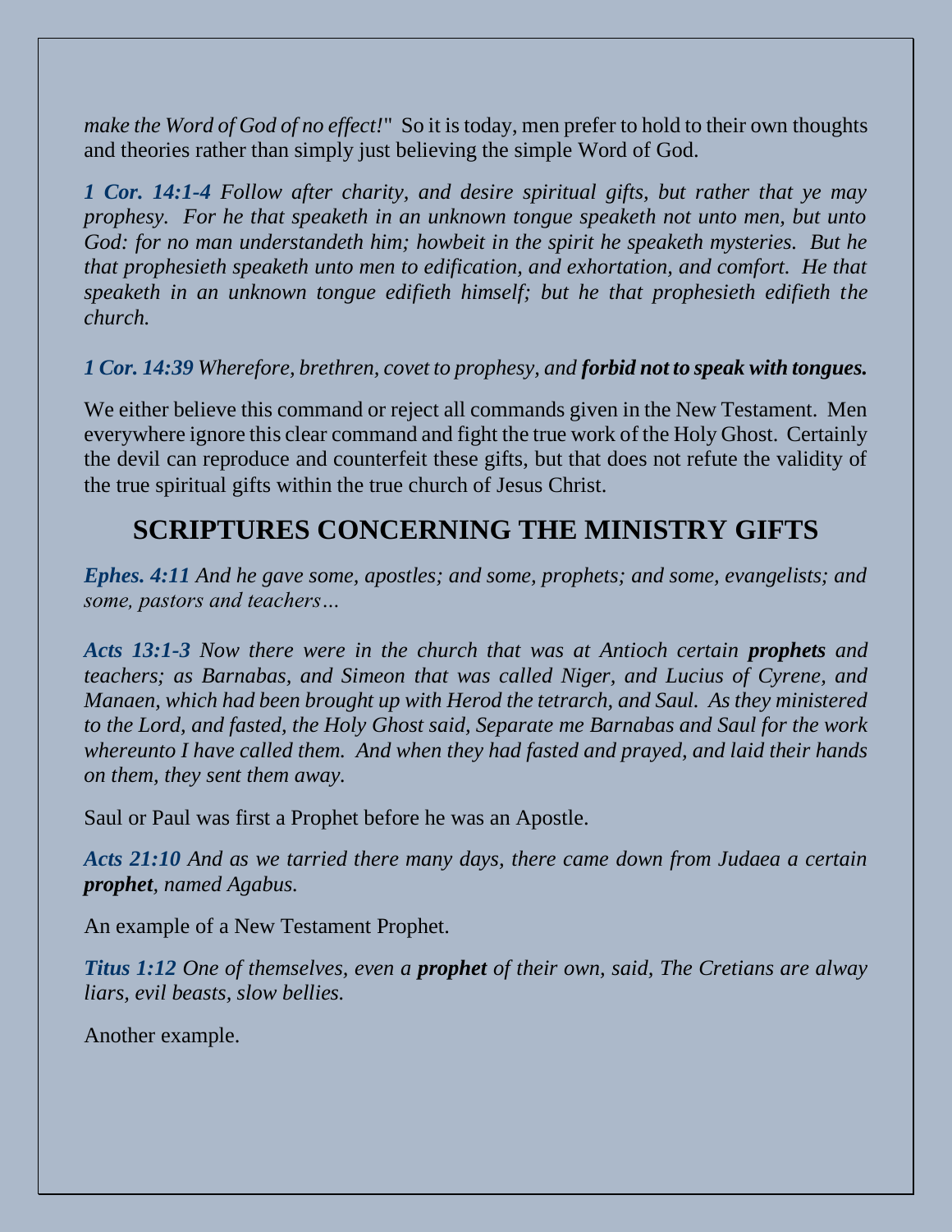*make the Word of God of no effect!*" So it is today, men prefer to hold to their own thoughts and theories rather than simply just believing the simple Word of God.

***1 Cor. 14:1-4*** *Follow after charity, and desire spiritual gifts, but rather that ye may prophesy. For he that speaketh in an unknown tongue speaketh not unto men, but unto God: for no man understandeth him; howbeit in the spirit he speaketh mysteries. But he that prophesieth speaketh unto men to edification, and exhortation, and comfort. He that speaketh in an unknown tongue edifieth himself; but he that prophesieth edifieth the church.*

***1 Cor. 14:39*** *Wherefore, brethren, covet to prophesy, and* ***forbid not to speak with tongues.***

We either believe this command or reject all commands given in the New Testament. Men everywhere ignore this clear command and fight the true work of the Holy Ghost. Certainly the devil can reproduce and counterfeit these gifts, but that does not refute the validity of the true spiritual gifts within the true church of Jesus Christ.

## SCRIPTURES CONCERNING THE MINISTRY GIFTS

***Ephes. 4:11*** *And he gave some, apostles; and some, prophets; and some, evangelists; and some, pastors and teachers…*

***Acts 13:1-3*** *Now there were in the church that was at Antioch certain* ***prophets*** *and teachers; as Barnabas, and Simeon that was called Niger, and Lucius of Cyrene, and Manaen, which had been brought up with Herod the tetrarch, and Saul. As they ministered to the Lord, and fasted, the Holy Ghost said, Separate me Barnabas and Saul for the work whereunto I have called them. And when they had fasted and prayed, and laid their hands on them, they sent them away.*

Saul or Paul was first a Prophet before he was an Apostle.

***Acts 21:10*** *And as we tarried there many days, there came down from Judaea a certain* ***prophet****, named Agabus.*

An example of a New Testament Prophet.

***Titus 1:12*** *One of themselves, even a* ***prophet*** *of their own, said, The Cretians are alway liars, evil beasts, slow bellies.*

Another example.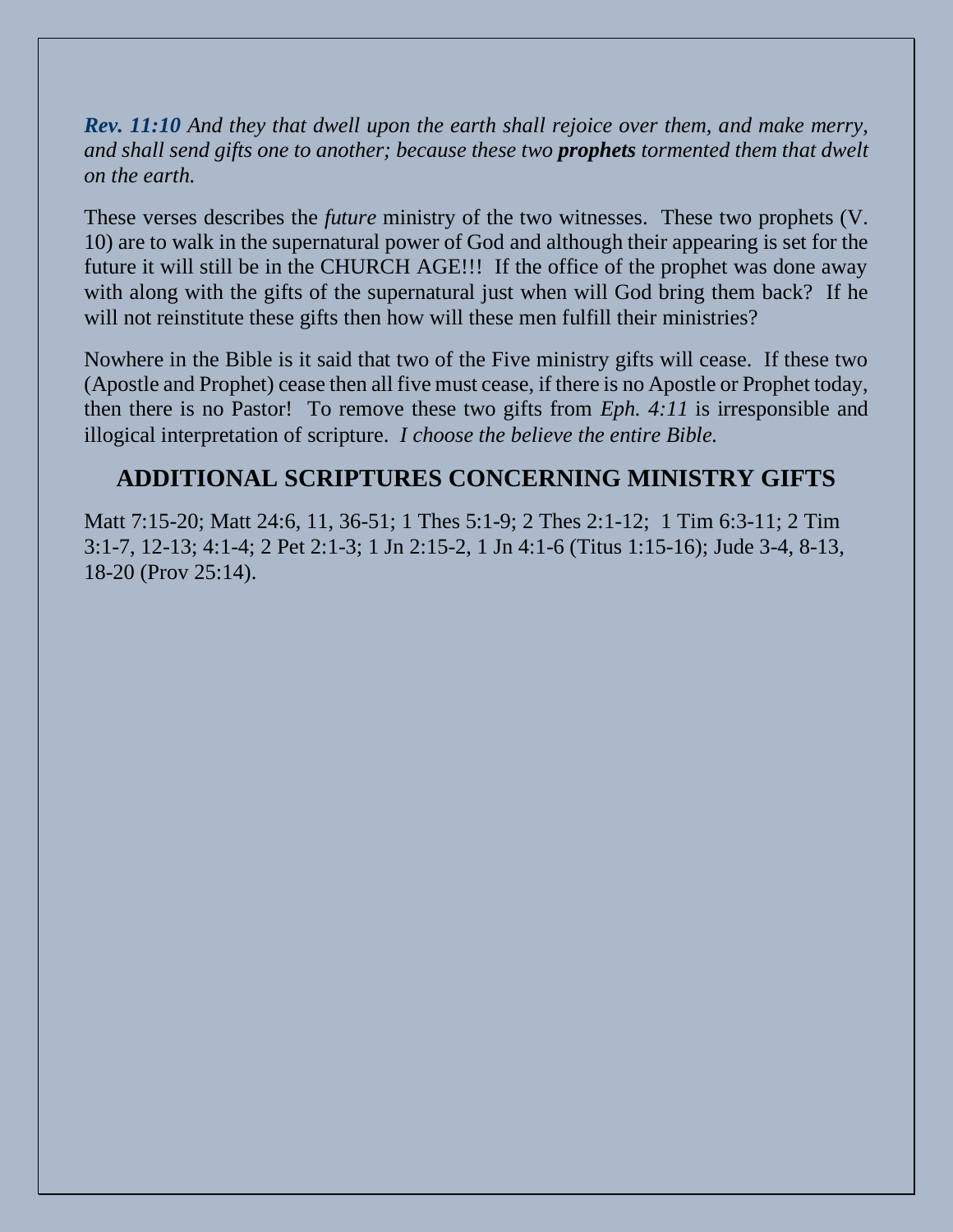***Rev. 11:10*** *And they that dwell upon the earth shall rejoice over them, and make merry, and shall send gifts one to another; because these two* ***prophets*** *tormented them that dwelt on the earth.*

These verses describes the *future* ministry of the two witnesses. These two prophets (V. 10) are to walk in the supernatural power of God and although their appearing is set for the future it will still be in the CHURCH AGE!!! If the office of the prophet was done away with along with the gifts of the supernatural just when will God bring them back? If he will not reinstitute these gifts then how will these men fulfill their ministries?

Nowhere in the Bible is it said that two of the Five ministry gifts will cease. If these two (Apostle and Prophet) cease then all five must cease, if there is no Apostle or Prophet today, then there is no Pastor! To remove these two gifts from *Eph. 4:11* is irresponsible and illogical interpretation of scripture. *I choose the believe the entire Bible.*

## ADDITIONAL SCRIPTURES CONCERNING MINISTRY GIFTS

Matt 7:15-20; Matt 24:6, 11, 36-51; 1 Thes 5:1-9; 2 Thes 2:1-12; 1 Tim 6:3-11; 2 Tim 3:1-7, 12-13; 4:1-4; 2 Pet 2:1-3; 1 Jn 2:15-2, 1 Jn 4:1-6 (Titus 1:15-16); Jude 3-4, 8-13, 18-20 (Prov 25:14).